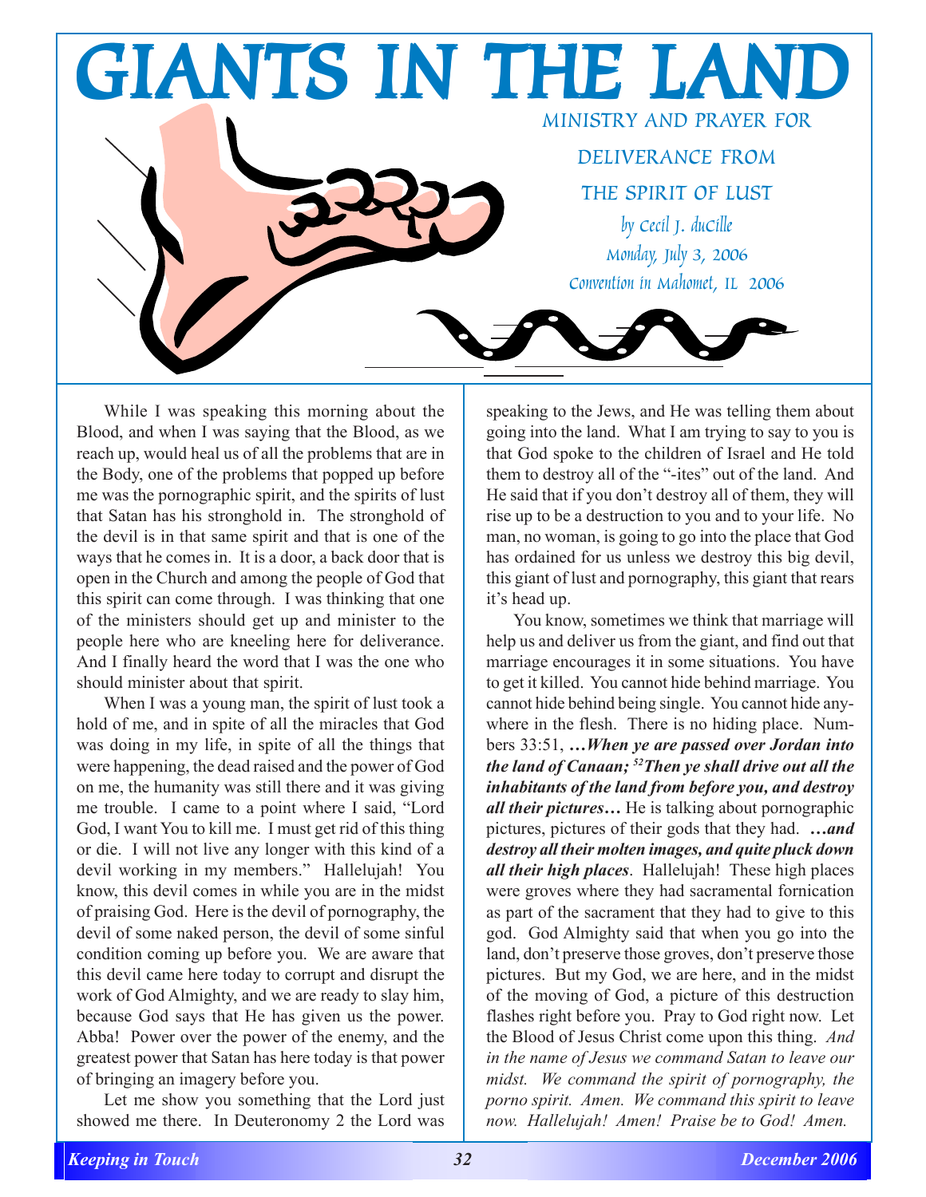# GIANTS IN THE LAND

MINISTRY AND PRAYER FOR DELIVERANCE FROM THE SPIRIT OF LUST

*by Cecil J. duCille*
*Monday, July 3, 2006*
*Convention in Mahomet, IL 2006*

While I was speaking this morning about the Blood, and when I was saying that the Blood, as we reach up, would heal us of all the problems that are in the Body, one of the problems that popped up before me was the pornographic spirit, and the spirits of lust that Satan has his stronghold in. The stronghold of the devil is in that same spirit and that is one of the ways that he comes in. It is a door, a back door that is open in the Church and among the people of God that this spirit can come through. I was thinking that one of the ministers should get up and minister to the people here who are kneeling here for deliverance. And I finally heard the word that I was the one who should minister about that spirit.

When I was a young man, the spirit of lust took a hold of me, and in spite of all the miracles that God was doing in my life, in spite of all the things that were happening, the dead raised and the power of God on me, the humanity was still there and it was giving me trouble. I came to a point where I said, "Lord God, I want You to kill me. I must get rid of this thing or die. I will not live any longer with this kind of a devil working in my members." Hallelujah! You know, this devil comes in while you are in the midst of praising God. Here is the devil of pornography, the devil of some naked person, the devil of some sinful condition coming up before you. We are aware that this devil came here today to corrupt and disrupt the work of God Almighty, and we are ready to slay him, because God says that He has given us the power. Abba! Power over the power of the enemy, and the greatest power that Satan has here today is that power of bringing an imagery before you.

Let me show you something that the Lord just showed me there. In Deuteronomy 2 the Lord was speaking to the Jews, and He was telling them about going into the land. What I am trying to say to you is that God spoke to the children of Israel and He told them to destroy all of the "-ites" out of the land. And He said that if you don't destroy all of them, they will rise up to be a destruction to you and to your life. No man, no woman, is going to go into the place that God has ordained for us unless we destroy this big devil, this giant of lust and pornography, this giant that rears it's head up.

You know, sometimes we think that marriage will help us and deliver us from the giant, and find out that marriage encourages it in some situations. You have to get it killed. You cannot hide behind marriage. You cannot hide behind being single. You cannot hide anywhere in the flesh. There is no hiding place. Numbers 33:51, ***…When ye are passed over Jordan into the land of Canaan; [52]Then ye shall drive out all the inhabitants of the land from before you, and destroy all their pictures…*** He is talking about pornographic pictures, pictures of their gods that they had. ***…and destroy all their molten images, and quite pluck down all their high places***. Hallelujah! These high places were groves where they had sacramental fornication as part of the sacrament that they had to give to this god. God Almighty said that when you go into the land, don't preserve those groves, don't preserve those pictures. But my God, we are here, and in the midst of the moving of God, a picture of this destruction flashes right before you. Pray to God right now. Let the Blood of Jesus Christ come upon this thing. *And in the name of Jesus we command Satan to leave our midst. We command the spirit of pornography, the porno spirit. Amen. We command this spirit to leave now. Hallelujah! Amen! Praise be to God! Amen.*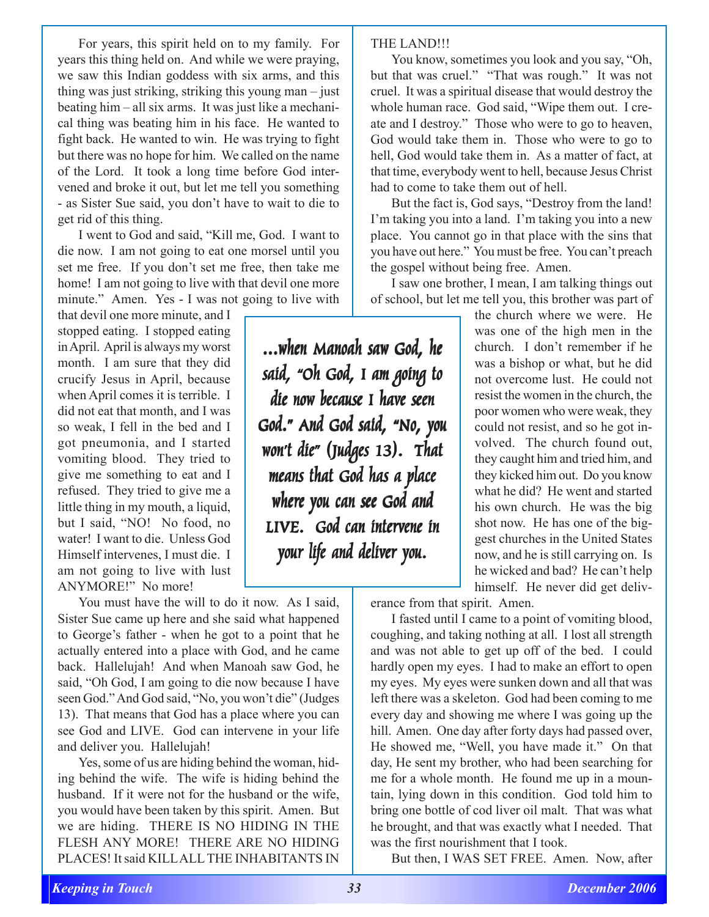For years, this spirit held on to my family. For years this thing held on. And while we were praying, we saw this Indian goddess with six arms, and this thing was just striking, striking this young man – just beating him – all six arms. It was just like a mechanical thing was beating him in his face. He wanted to fight back. He wanted to win. He was trying to fight but there was no hope for him. We called on the name of the Lord. It took a long time before God intervened and broke it out, but let me tell you something - as Sister Sue said, you don't have to wait to die to get rid of this thing.

I went to God and said, "Kill me, God. I want to die now. I am not going to eat one morsel until you set me free. If you don't set me free, then take me home! I am not going to live with that devil one more minute." Amen. Yes - I was not going to live with that devil one more minute, and I stopped eating. I stopped eating in April. April is always my worst month. I am sure that they did crucify Jesus in April, because when April comes it is terrible. I did not eat that month, and I was so weak, I fell in the bed and I got pneumonia, and I started vomiting blood. They tried to give me something to eat and I refused. They tried to give me a little thing in my mouth, a liquid, but I said, "NO! No food, no water! I want to die. Unless God Himself intervenes, I must die. I am not going to live with lust ANYMORE!" No more!

> *...when Manoah saw God, he said, "Oh God, I am going to die now because I have seen God." And God said, "No, you won't die" (Judges 13). That means that God has a place where you can see God and LIVE. God can intervene in your life and deliver you.*

You must have the will to do it now. As I said, Sister Sue came up here and she said what happened to George's father - when he got to a point that he actually entered into a place with God, and he came back. Hallelujah! And when Manoah saw God, he said, "Oh God, I am going to die now because I have seen God." And God said, "No, you won't die" (Judges 13). That means that God has a place where you can see God and LIVE. God can intervene in your life and deliver you. Hallelujah!

Yes, some of us are hiding behind the woman, hiding behind the wife. The wife is hiding behind the husband. If it were not for the husband or the wife, you would have been taken by this spirit. Amen. But we are hiding. THERE IS NO HIDING IN THE FLESH ANY MORE! THERE ARE NO HIDING PLACES! It said KILL ALL THE INHABITANTS IN THE LAND!!!

You know, sometimes you look and you say, "Oh, but that was cruel." "That was rough." It was not cruel. It was a spiritual disease that would destroy the whole human race. God said, "Wipe them out. I create and I destroy." Those who were to go to heaven, God would take them in. Those who were to go to hell, God would take them in. As a matter of fact, at that time, everybody went to hell, because Jesus Christ had to come to take them out of hell.

But the fact is, God says, "Destroy from the land! I'm taking you into a land. I'm taking you into a new place. You cannot go in that place with the sins that you have out here." You must be free. You can't preach the gospel without being free. Amen.

I saw one brother, I mean, I am talking things out of school, but let me tell you, this brother was part of the church where we were. He was one of the high men in the church. I don't remember if he was a bishop or what, but he did not overcome lust. He could not resist the women in the church, the poor women who were weak, they could not resist, and so he got involved. The church found out, they caught him and tried him, and they kicked him out. Do you know what he did? He went and started his own church. He was the big shot now. He has one of the biggest churches in the United States now, and he is still carrying on. Is he wicked and bad? He can't help himself. He never did get deliverance from that spirit. Amen.

I fasted until I came to a point of vomiting blood, coughing, and taking nothing at all. I lost all strength and was not able to get up off of the bed. I could hardly open my eyes. I had to make an effort to open my eyes. My eyes were sunken down and all that was left there was a skeleton. God had been coming to me every day and showing me where I was going up the hill. Amen. One day after forty days had passed over, He showed me, "Well, you have made it." On that day, He sent my brother, who had been searching for me for a whole month. He found me up in a mountain, lying down in this condition. God told him to bring one bottle of cod liver oil malt. That was what he brought, and that was exactly what I needed. That was the first nourishment that I took.

But then, I WAS SET FREE. Amen. Now, after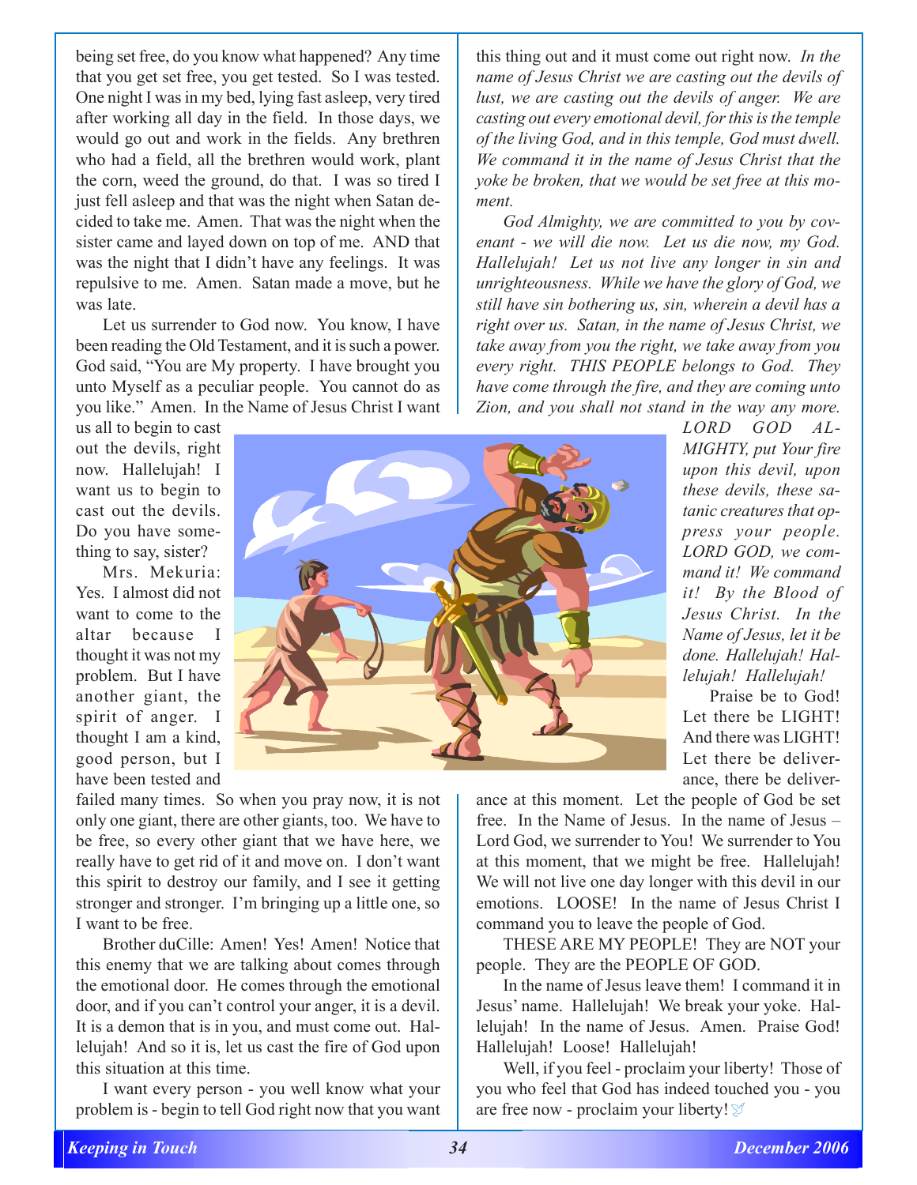being set free, do you know what happened? Any time that you get set free, you get tested. So I was tested. One night I was in my bed, lying fast asleep, very tired after working all day in the field. In those days, we would go out and work in the fields. Any brethren who had a field, all the brethren would work, plant the corn, weed the ground, do that. I was so tired I just fell asleep and that was the night when Satan decided to take me. Amen. That was the night when the sister came and layed down on top of me. AND that was the night that I didn't have any feelings. It was repulsive to me. Amen. Satan made a move, but he was late.

Let us surrender to God now. You know, I have been reading the Old Testament, and it is such a power. God said, "You are My property. I have brought you unto Myself as a peculiar people. You cannot do as you like." Amen. In the Name of Jesus Christ I want us all to begin to cast out the devils, right now. Hallelujah! I want us to begin to cast out the devils. Do you have something to say, sister?

Mrs. Mekuria: Yes. I almost did not want to come to the altar because I thought it was not my problem. But I have another giant, the spirit of anger. I thought I am a kind, good person, but I have been tested and failed many times. So when you pray now, it is not only one giant, there are other giants, too. We have to be free, so every other giant that we have here, we really have to get rid of it and move on. I don't want this spirit to destroy our family, and I see it getting stronger and stronger. I'm bringing up a little one, so I want to be free.

Brother duCille: Amen! Yes! Amen! Notice that this enemy that we are talking about comes through the emotional door. He comes through the emotional door, and if you can't control your anger, it is a devil. It is a demon that is in you, and must come out. Hallelujah! And so it is, let us cast the fire of God upon this situation at this time.

I want every person - you well know what your problem is - begin to tell God right now that you want this thing out and it must come out right now. *In the name of Jesus Christ we are casting out the devils of lust, we are casting out the devils of anger. We are casting out every emotional devil, for this is the temple of the living God, and in this temple, God must dwell. We command it in the name of Jesus Christ that the yoke be broken, that we would be set free at this moment.*

*God Almighty, we are committed to you by covenant - we will die now. Let us die now, my God. Hallelujah! Let us not live any longer in sin and unrighteousness. While we have the glory of God, we still have sin bothering us, sin, wherein a devil has a right over us. Satan, in the name of Jesus Christ, we take away from you the right, we take away from you every right. THIS PEOPLE belongs to God. They have come through the fire, and they are coming unto Zion, and you shall not stand in the way any more. LORD GOD ALMIGHTY, put Your fire upon this devil, upon these devils, these satanic creatures that oppress your people. LORD GOD, we command it! We command it! By the Blood of Jesus Christ. In the Name of Jesus, let it be done. Hallelujah! Hallelujah! Hallelujah!*

Praise be to God! Let there be LIGHT! And there was LIGHT! Let there be deliverance, there be deliverance at this moment. Let the people of God be set free. In the Name of Jesus. In the name of Jesus – Lord God, we surrender to You! We surrender to You at this moment, that we might be free. Hallelujah! We will not live one day longer with this devil in our emotions. LOOSE! In the name of Jesus Christ I command you to leave the people of God.

THESE ARE MY PEOPLE! They are NOT your people. They are the PEOPLE OF GOD.

In the name of Jesus leave them! I command it in Jesus' name. Hallelujah! We break your yoke. Hallelujah! In the name of Jesus. Amen. Praise God! Hallelujah! Loose! Hallelujah!

Well, if you feel - proclaim your liberty! Those of you who feel that God has indeed touched you - you are free now - proclaim your liberty!